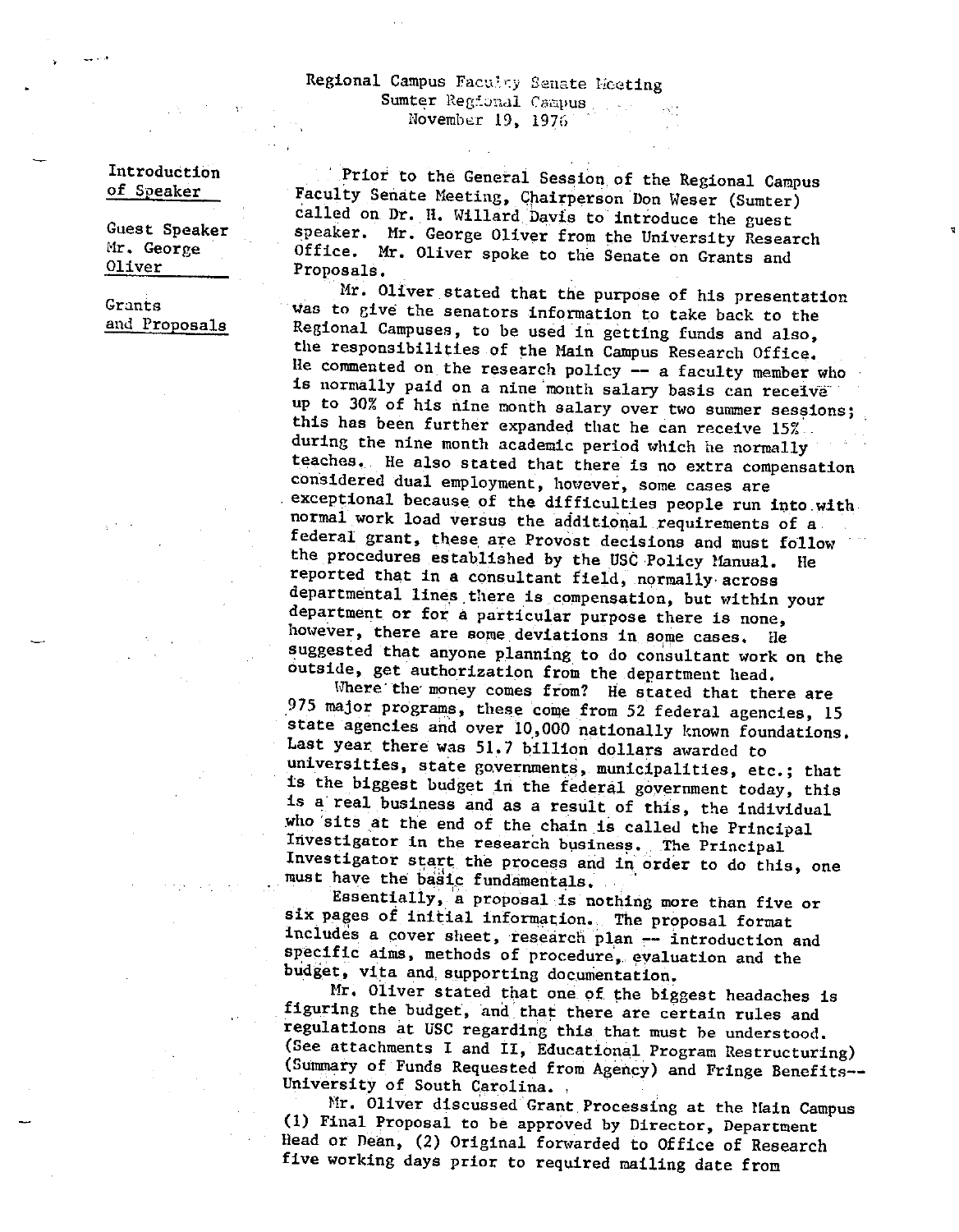# Regional Campus Faculty Senate Meeting
## Sumter Regional Campus
## November 19, 1976

**Introduction of Speaker**

**Guest Speaker Mr. George Oliver**

**Grants and Proposals**

Prior to the General Session of the Regional Campus Faculty Senate Meeting, Chairperson Don Weser (Sumter) called on Dr. H. Willard Davis to introduce the guest speaker. Mr. George Oliver from the University Research Office. Mr. Oliver spoke to the Senate on Grants and Proposals.

Mr. Oliver stated that the purpose of his presentation was to give the senators information to take back to the Regional Campuses, to be used in getting funds and also, the responsibilities of the Main Campus Research Office. He commented on the research policy -- a faculty member who is normally paid on a nine month salary basis can receive up to 30% of his nine month salary over two summer sessions; this has been further expanded that he can receive 15% during the nine month academic period which he normally teaches. He also stated that there is no extra compensation considered dual employment, however, some cases are exceptional because of the difficulties people run into with normal work load versus the additional requirements of a federal grant, these are Provost decisions and must follow the procedures established by the USC Policy Manual. He reported that in a consultant field, normally across departmental lines there is compensation, but within your department or for a particular purpose there is none, however, there are some deviations in some cases. He suggested that anyone planning to do consultant work on the outside, get authorization from the department head.

Where the money comes from? He stated that there are 975 major programs, these come from 52 federal agencies, 15 state agencies and over 10,000 nationally known foundations. Last year there was 51.7 billion dollars awarded to universities, state governments, municipalities, etc.; that is the biggest budget in the federal government today, this is a real business and as a result of this, the individual who sits at the end of the chain is called the Principal Investigator in the research business. The Principal Investigator start the process and in order to do this, one must have the basic fundamentals.

Essentially, a proposal is nothing more than five or six pages of initial information. The proposal format includes a cover sheet, research plan -- introduction and specific aims, methods of procedure, evaluation and the budget, vita and supporting documentation.

Mr. Oliver stated that one of the biggest headaches is figuring the budget, and that there are certain rules and regulations at USC regarding this that must be understood. (See attachments I and II, Educational Program Restructuring) (Summary of Funds Requested from Agency) and Fringe Benefits--University of South Carolina.

Mr. Oliver discussed Grant Processing at the Main Campus (1) Final Proposal to be approved by Director, Department Head or Dean, (2) Original forwarded to Office of Research five working days prior to required mailing date from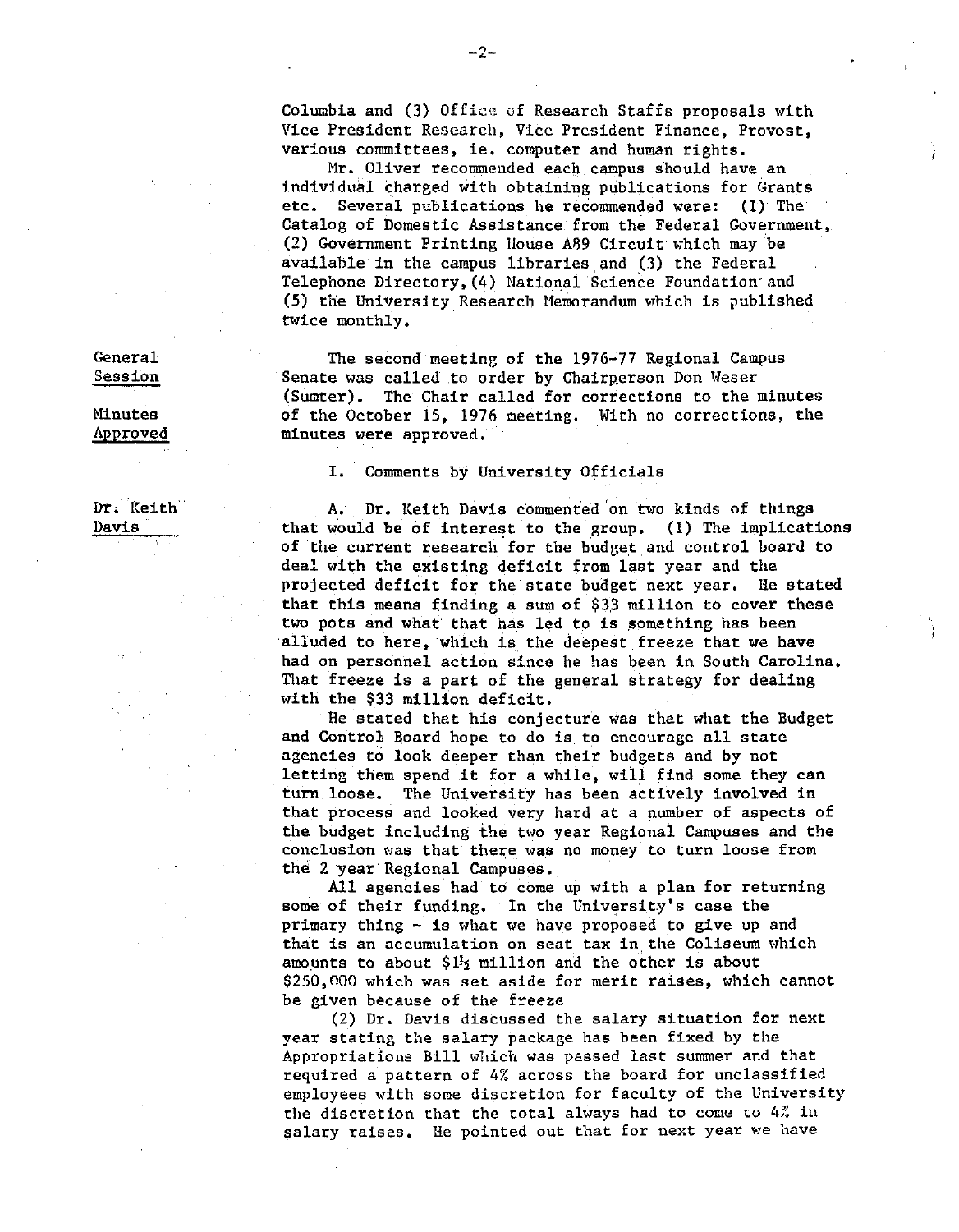Columbia and (3) Office of Research Staffs proposals with Vice President Research, Vice President Finance, Provost, various committees, ie. computer and human rights.

Mr. Oliver recommended each campus should have an individual charged with obtaining publications for Grants etc. Several publications he recommended were: (1) The Catalog of Domestic Assistance from the Federal Government, (2) Government Printing House A89 Circuit which may be available in the campus libraries and (3) the Federal Telephone Directory, (4) National Science Foundation and (5) the University Research Memorandum which is published twice monthly.

**General Session**

**Minutes Approved**

The second meeting of the 1976-77 Regional Campus Senate was called to order by Chairperson Don Weser (Sumter). The Chair called for corrections to the minutes of the October 15, 1976 meeting. With no corrections, the minutes were approved.

I. Comments by University Officials

**Dr. Keith Davis**

A. Dr. Keith Davis commented on two kinds of things that would be of interest to the group. (1) The implications of the current research for the budget and control board to deal with the existing deficit from last year and the projected deficit for the state budget next year. He stated that this means finding a sum of $33 million to cover these two pots and what that has led to is something has been alluded to here, which is the deepest freeze that we have had on personnel action since he has been in South Carolina. That freeze is a part of the general strategy for dealing with the $33 million deficit.

He stated that his conjecture was that what the Budget and Control Board hope to do is to encourage all state agencies to look deeper than their budgets and by not letting them spend it for a while, will find some they can turn loose. The University has been actively involved in that process and looked very hard at a number of aspects of the budget including the two year Regional Campuses and the conclusion was that there was no money to turn loose from the 2 year Regional Campuses.

All agencies had to come up with a plan for returning some of their funding. In the University's case the primary thing - is what we have proposed to give up and that is an accumulation on seat tax in the Coliseum which amounts to about $1½ million and the other is about $250,000 which was set aside for merit raises, which cannot be given because of the freeze

(2) Dr. Davis discussed the salary situation for next year stating the salary package has been fixed by the Appropriations Bill which was passed last summer and that required a pattern of 4% across the board for unclassified employees with some discretion for faculty of the University the discretion that the total always had to come to 4% in salary raises. He pointed out that for next year we have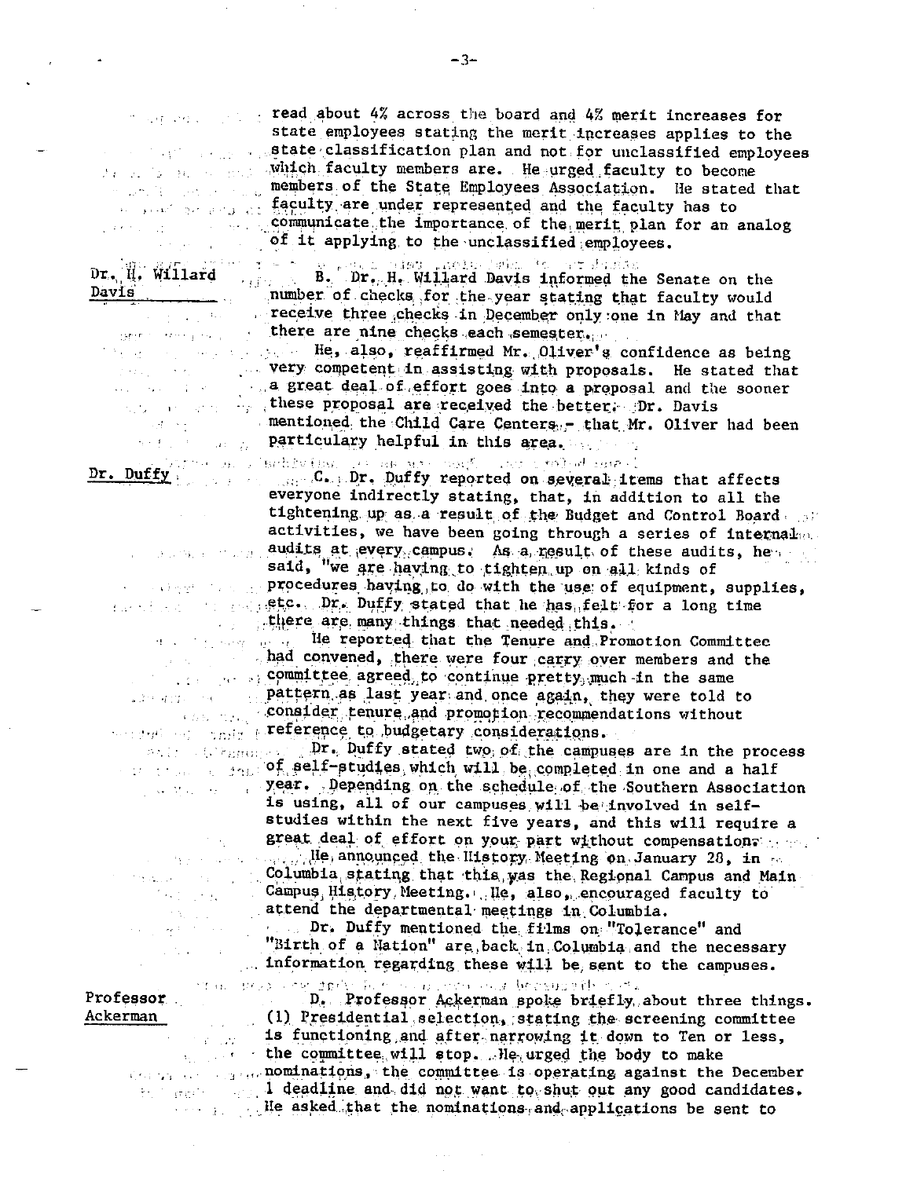read about 4% across the board and 4% merit increases for state employees stating the merit increases applies to the state classification plan and not for unclassified employees which faculty members are. He urged faculty to become members of the State Employees Association. He stated that faculty are under represented and the faculty has to communicate the importance of the merit plan for an analog of it applying to the unclassified employees.

**Dr. H. Willard Davis**

B. Dr. H. Willard Davis informed the Senate on the number of checks for the year stating that faculty would receive three checks in December only one in May and that there are nine checks each semester.

He, also, reaffirmed Mr. Oliver's confidence as being very competent in assisting with proposals. He stated that a great deal of effort goes into a proposal and the sooner these proposal are received the better. Dr. Davis mentioned the Child Care Centers - that Mr. Oliver had been particulary helpful in this area.

**Dr. Duffy**

C. Dr. Duffy reported on several items that affects everyone indirectly stating, that, in addition to all the tightening up as a result of the Budget and Control Board activities, we have been going through a series of internal audits at every campus. As a result of these audits, he said, "we are having to tighten up on all kinds of procedures having to do with the use of equipment, supplies, etc. Dr. Duffy stated that he has felt for a long time there are many things that needed this.

He reported that the Tenure and Promotion Committee had convened, there were four carry over members and the committee agreed to continue pretty much in the same pattern as last year and once again, they were told to consider tenure and promotion recommendations without reference to budgetary considerations.

Dr. Duffy stated two of the campuses are in the process of self-studies which will be completed in one and a half year. Depending on the schedule of the Southern Association is using, all of our campuses will be involved in self-studies within the next five years, and this will require a great deal of effort on your part without compensation.

He announced the History Meeting on January 28, in Columbia stating that this was the Regional Campus and Main Campus History Meeting. He, also, encouraged faculty to attend the departmental meetings in Columbia.

Dr. Duffy mentioned the films on "Tolerance" and "Birth of a Nation" are back in Columbia and the necessary information regarding these will be sent to the campuses.

**Professor Ackerman**

D. Professor Ackerman spoke briefly about three things. (1) Presidential selection, stating the screening committee is functioning and after narrowing it down to Ten or less, the committee will stop. He urged the body to make nominations, the committee is operating against the December 1 deadline and did not want to shut out any good candidates. He asked that the nominations and applications be sent to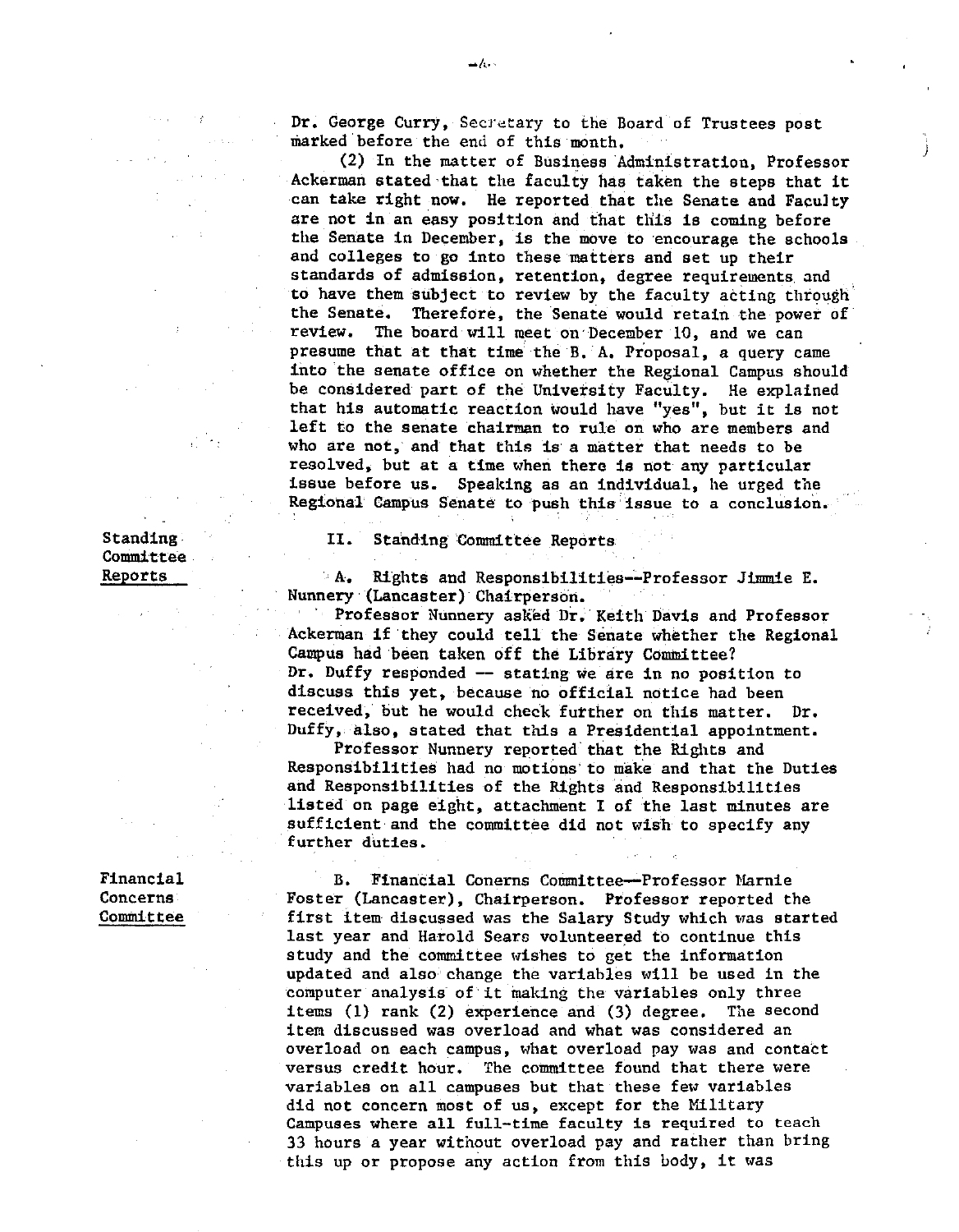Dr. George Curry, Secretary to the Board of Trustees post marked before the end of this month.

(2) In the matter of Business Administration, Professor Ackerman stated that the faculty has taken the steps that it can take right now. He reported that the Senate and Faculty are not in an easy position and that this is coming before the Senate in December, is the move to encourage the schools and colleges to go into these matters and set up their standards of admission, retention, degree requirements and to have them subject to review by the faculty acting through the Senate. Therefore, the Senate would retain the power of review. The board will meet on December 10, and we can presume that at that time the B. A. Proposal, a query came into the senate office on whether the Regional Campus should be considered part of the University Faculty. He explained that his automatic reaction would have "yes", but it is not left to the senate chairman to rule on who are members and who are not, and that this is a matter that needs to be resolved, but at a time when there is not any particular issue before us. Speaking as an individual, he urged the Regional Campus Senate to push this issue to a conclusion.

Standing Committee Reports

II. Standing Committee Reports

A. Rights and Responsibilities--Professor Jimmie E. Nunnery (Lancaster) Chairperson.

Professor Nunnery asked Dr. Keith Davis and Professor Ackerman if they could tell the Senate whether the Regional Campus had been taken off the Library Committee? Dr. Duffy responded -- stating we are in no position to discuss this yet, because no official notice had been received, but he would check further on this matter. Dr. Duffy, also, stated that this a Presidential appointment.

Professor Nunnery reported that the Rights and Responsibilities had no motions to make and that the Duties and Responsibilities of the Rights and Responsibilities listed on page eight, attachment I of the last minutes are sufficient and the committee did not wish to specify any further duties.

Financial Concerns Committee

B. Financial Conerns Committee--Professor Marnie Foster (Lancaster), Chairperson. Professor reported the first item discussed was the Salary Study which was started last year and Harold Sears volunteered to continue this study and the committee wishes to get the information updated and also change the variables will be used in the computer analysis of it making the variables only three items (1) rank (2) experience and (3) degree. The second item discussed was overload and what was considered an overload on each campus, what overload pay was and contact versus credit hour. The committee found that there were variables on all campuses but that these few variables did not concern most of us, except for the Military Campuses where all full-time faculty is required to teach 33 hours a year without overload pay and rather than bring this up or propose any action from this body, it was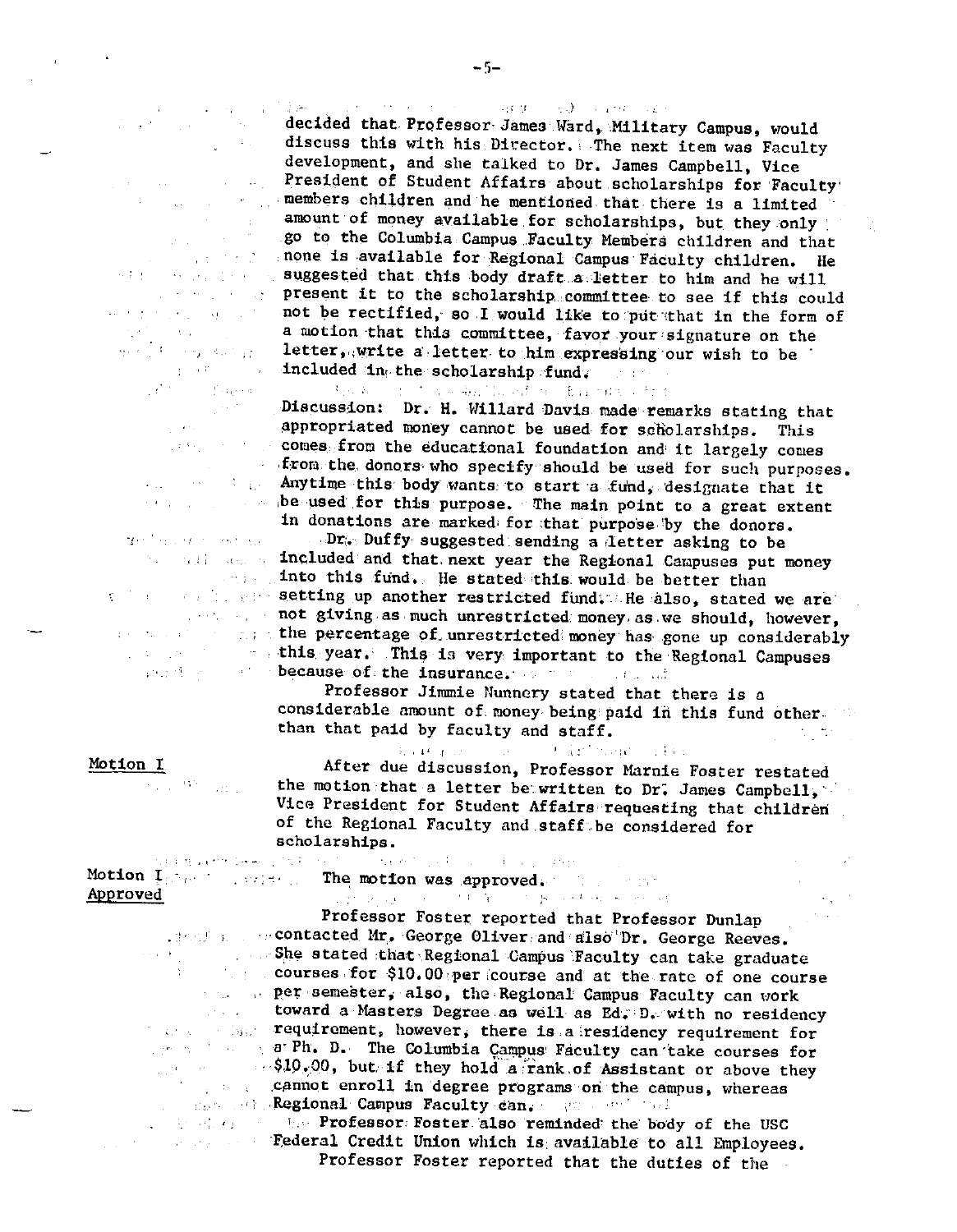decided that Professor James Ward, Military Campus, would discuss this with his Director. The next item was Faculty development, and she talked to Dr. James Campbell, Vice President of Student Affairs about scholarships for Faculty members children and he mentioned that there is a limited amount of money available for scholarships, but they only go to the Columbia Campus Faculty Members children and that none is available for Regional Campus Faculty children. He suggested that this body draft a letter to him and he will present it to the scholarship committee to see if this could not be rectified, so I would like to put that in the form of a motion that this committee, favor your signature on the letter, write a letter to him expressing our wish to be included in the scholarship fund.

Discussion: Dr. H. Willard Davis made remarks stating that appropriated money cannot be used for scholarships. This comes from the educational foundation and it largely comes from the donors who specify should be used for such purposes. Anytime this body wants to start a fund, designate that it be used for this purpose. The main point to a great extent in donations are marked for that purpose by the donors.

Dr. Duffy suggested sending a letter asking to be included and that next year the Regional Campuses put money into this fund. He stated this would be better than setting up another restricted fund. He also, stated we are not giving as much unrestricted money as we should, however, the percentage of unrestricted money has gone up considerably this year. This is very important to the Regional Campuses because of the insurance.

Professor Jimmie Nunnery stated that there is a considerable amount of money being paid in this fund other than that paid by faculty and staff.

Motion I

After due discussion, Professor Marnie Foster restated the motion that a letter be written to Dr. James Campbell, Vice President for Student Affairs requesting that children of the Regional Faculty and staff be considered for scholarships.

Motion I Approved

The motion was approved.

Professor Foster reported that Professor Dunlap contacted Mr. George Oliver and also Dr. George Reeves. She stated that Regional Campus Faculty can take graduate courses for $10.00 per course and at the rate of one course per semester, also, the Regional Campus Faculty can work toward a Masters Degree as well as Ed. D. with no residency requirement, however, there is a residency requirement for a Ph. D. The Columbia Campus Faculty can take courses for $10.00, but if they hold a rank of Assistant or above they cannot enroll in degree programs on the campus, whereas Regional Campus Faculty can.

Professor Foster also reminded the body of the USC Federal Credit Union which is available to all Employees.

Professor Foster reported that the duties of the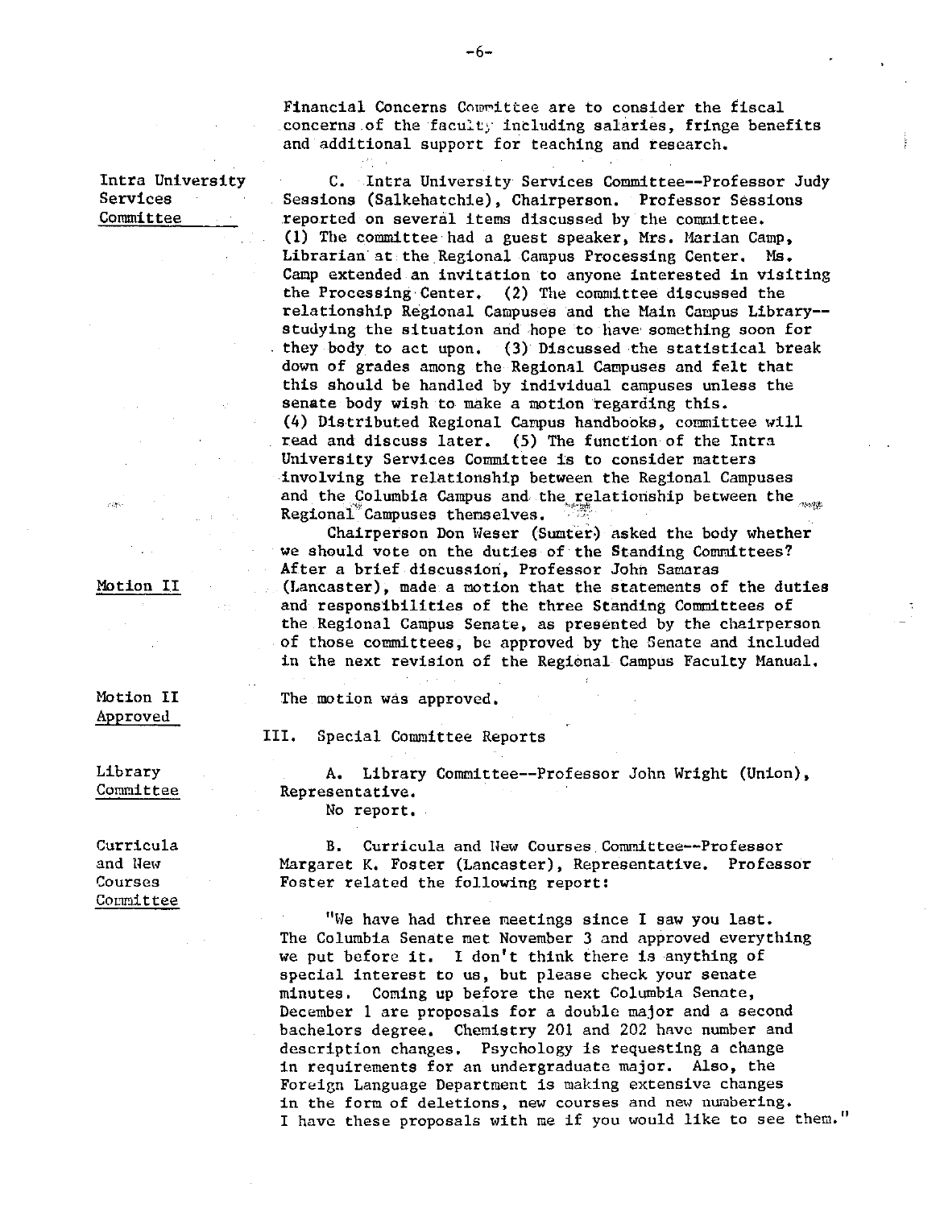Financial Concerns Committee are to consider the fiscal concerns of the faculty including salaries, fringe benefits and additional support for teaching and research.

**Intra University Services Committee**

C. Intra University Services Committee--Professor Judy Sessions (Salkehatchie), Chairperson. Professor Sessions reported on several items discussed by the committee. (1) The committee had a guest speaker, Mrs. Marian Camp, Librarian at the Regional Campus Processing Center. Ms. Camp extended an invitation to anyone interested in visiting the Processing Center. (2) The committee discussed the relationship Regional Campuses and the Main Campus Library--studying the situation and hope to have something soon for they body to act upon. (3) Discussed the statistical break down of grades among the Regional Campuses and felt that this should be handled by individual campuses unless the senate body wish to make a motion regarding this. (4) Distributed Regional Campus handbooks, committee will read and discuss later. (5) The function of the Intra University Services Committee is to consider matters involving the relationship between the Regional Campuses and the Columbia Campus and the relationship between the Regional Campuses themselves.

Chairperson Don Weser (Sumter) asked the body whether we should vote on the duties of the Standing Committees? After a brief discussion, Professor John Samaras (Lancaster), made a motion that the statements of the duties and responsibilities of the three Standing Committees of the Regional Campus Senate, as presented by the chairperson of those committees, be approved by the Senate and included in the next revision of the Regional Campus Faculty Manual.

**Motion II**

The motion was approved.

**Motion II Approved**

III. Special Committee Reports

**Library Committee**

A. Library Committee--Professor John Wright (Union), Representative.
No report.

**Curricula and New Courses Committee**

B. Curricula and New Courses Committee--Professor Margaret K. Foster (Lancaster), Representative. Professor Foster related the following report:

"We have had three meetings since I saw you last. The Columbia Senate met November 3 and approved everything we put before it. I don't think there is anything of special interest to us, but please check your senate minutes. Coming up before the next Columbia Senate, December 1 are proposals for a double major and a second bachelors degree. Chemistry 201 and 202 have number and description changes. Psychology is requesting a change in requirements for an undergraduate major. Also, the Foreign Language Department is making extensive changes in the form of deletions, new courses and new numbering. I have these proposals with me if you would like to see them."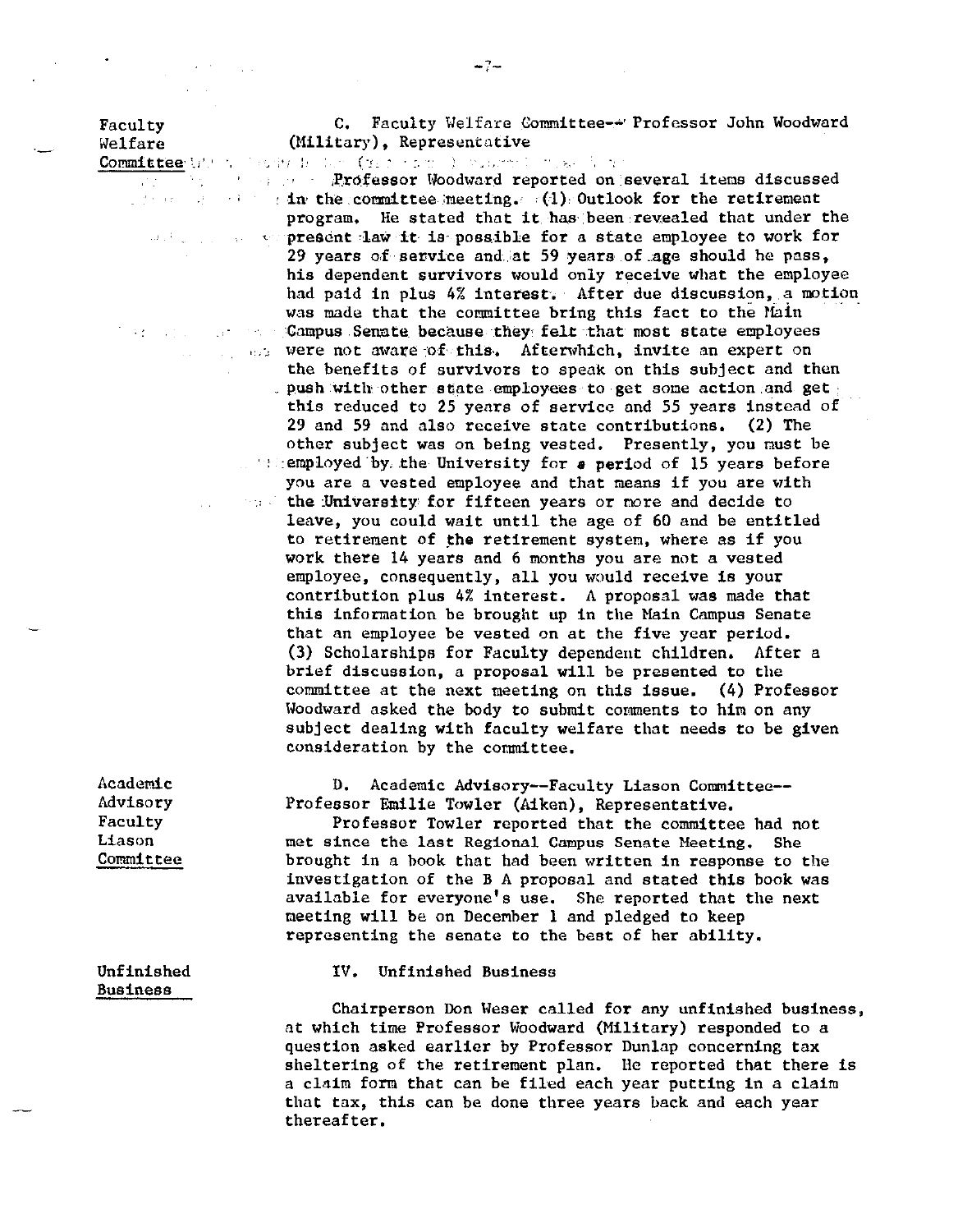Faculty Welfare Committee

C. Faculty Welfare Committee-- Professor John Woodward (Military), Representative

Professor Woodward reported on several items discussed in the committee meeting. (1) Outlook for the retirement program. He stated that it has been revealed that under the present law it is possible for a state employee to work for 29 years of service and at 59 years of age should he pass, his dependent survivors would only receive what the employee had paid in plus 4% interest. After due discussion, a motion was made that the committee bring this fact to the Main Campus Senate because they felt that most state employees were not aware of this. Afterwhich, invite an expert on the benefits of survivors to speak on this subject and then push with other state employees to get some action and get this reduced to 25 years of service and 55 years instead of 29 and 59 and also receive state contributions. (2) The other subject was on being vested. Presently, you must be employed by the University for a period of 15 years before you are a vested employee and that means if you are with the University for fifteen years or more and decide to leave, you could wait until the age of 60 and be entitled to retirement of the retirement system, where as if you work there 14 years and 6 months you are not a vested employee, consequently, all you would receive is your contribution plus 4% interest. A proposal was made that this information be brought up in the Main Campus Senate that an employee be vested on at the five year period. (3) Scholarships for Faculty dependent children. After a brief discussion, a proposal will be presented to the committee at the next meeting on this issue. (4) Professor Woodward asked the body to submit comments to him on any subject dealing with faculty welfare that needs to be given consideration by the committee.

Academic Advisory Faculty Liason Committee

D. Academic Advisory--Faculty Liason Committee--Professor Emilie Towler (Aiken), Representative.

Professor Towler reported that the committee had not met since the last Regional Campus Senate Meeting. She brought in a book that had been written in response to the investigation of the B A proposal and stated this book was available for everyone's use. She reported that the next meeting will be on December 1 and pledged to keep representing the senate to the best of her ability.

Unfinished Business

IV. Unfinished Business

Chairperson Don Weser called for any unfinished business, at which time Professor Woodward (Military) responded to a question asked earlier by Professor Dunlap concerning tax sheltering of the retirement plan. He reported that there is a claim form that can be filed each year putting in a claim that tax, this can be done three years back and each year thereafter.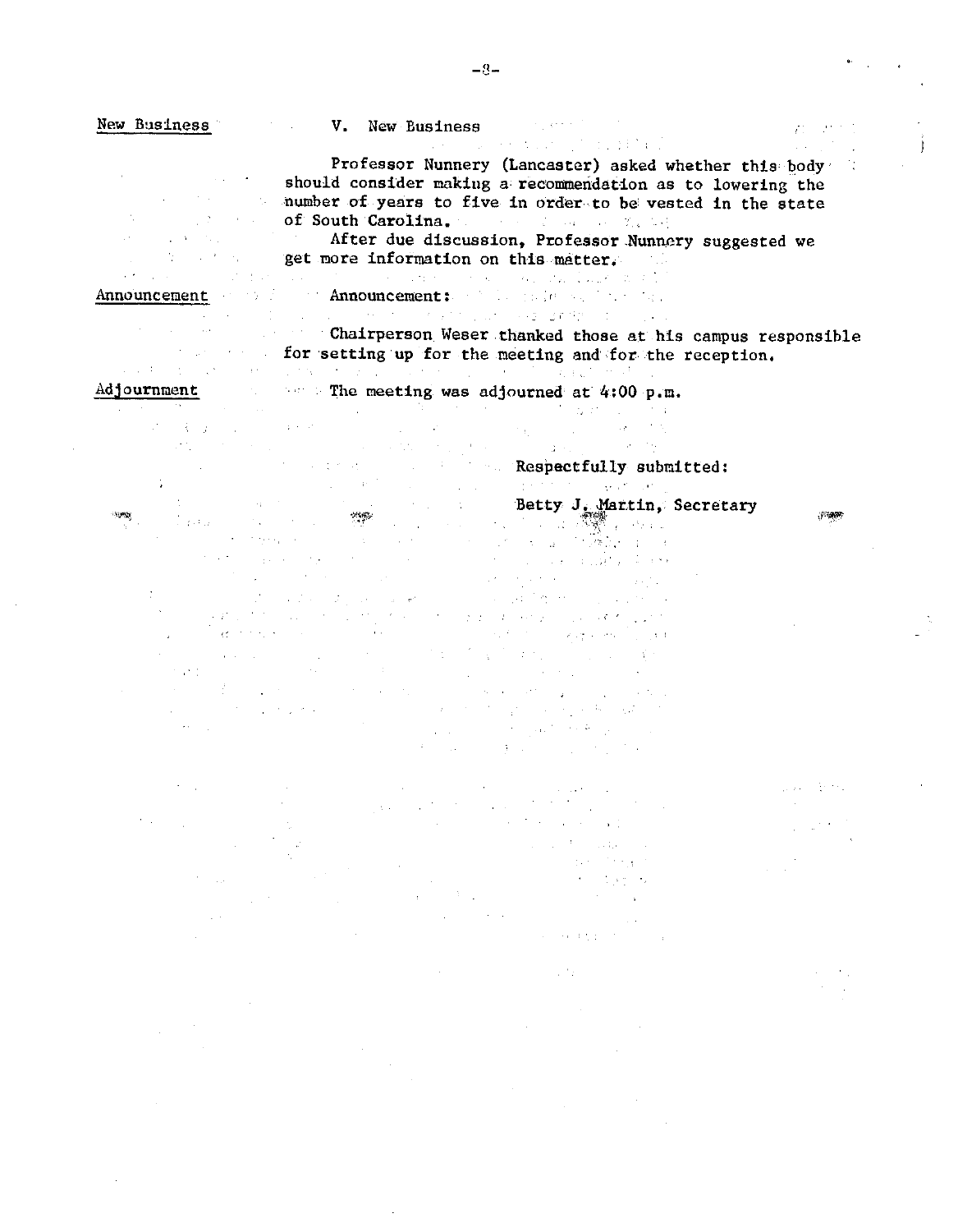New Business

V. New Business

Professor Nunnery (Lancaster) asked whether this body should consider making a recommendation as to lowering the number of years to five in order to be vested in the state of South Carolina.

After due discussion, Professor Nunnery suggested we get more information on this matter.

Announcement

Announcement:

Chairperson Weser thanked those at his campus responsible for setting up for the meeting and for the reception.

Adjournment

The meeting was adjourned at 4:00 p.m.

Respectfully submitted:

Betty J. Martin, Secretary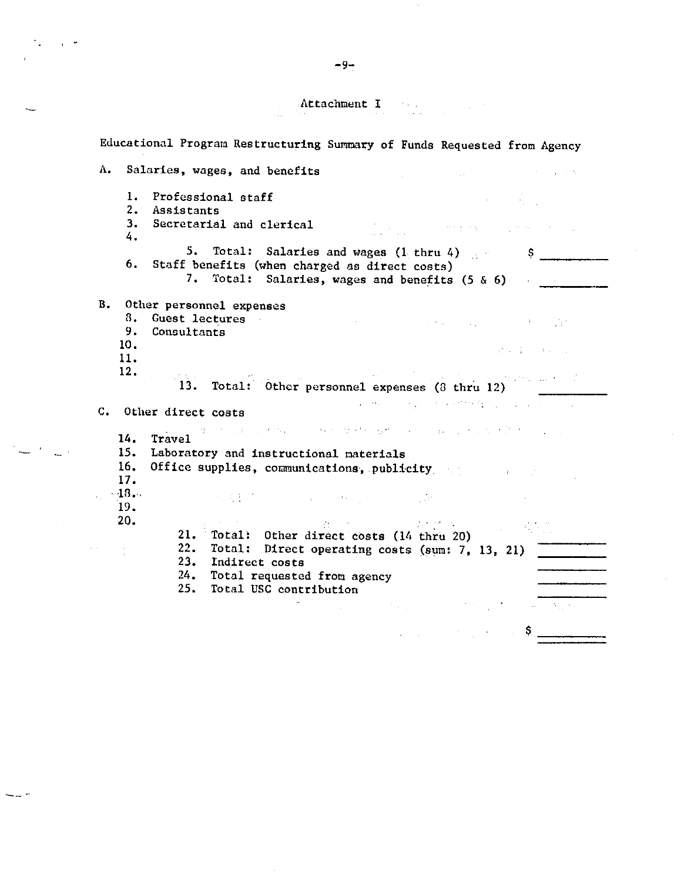Attachment I

Educational Program Restructuring Summary of Funds Requested from Agency

A. Salaries, wages, and benefits

1. Professional staff
2. Assistants
3. Secretarial and clerical
4.

    5. Total: Salaries and wages (1 thru 4) $ \_\_\_\_\_\_\_\_\_\_

6. Staff benefits (when charged as direct costs)

    7. Total: Salaries, wages and benefits (5 & 6) \_\_\_\_\_\_\_\_\_\_

B. Other personnel expenses

8. Guest lectures
9. Consultants
10.
11.
12.

    13. Total: Other personnel expenses (8 thru 12) \_\_\_\_\_\_\_\_\_\_

C. Other direct costs

14. Travel
15. Laboratory and instructional materials
16. Office supplies, communications, publicity
17.
18.
19.
20.

    21. Total: Other direct costs (14 thru 20) \_\_\_\_\_\_\_\_\_\_
    22. Total: Direct operating costs (sum: 7, 13, 21) \_\_\_\_\_\_\_\_\_\_
    23. Indirect costs \_\_\_\_\_\_\_\_\_\_
    24. Total requested from agency \_\_\_\_\_\_\_\_\_\_
    25. Total USC contribution \_\_\_\_\_\_\_\_\_\_

$ \_\_\_\_\_\_\_\_\_\_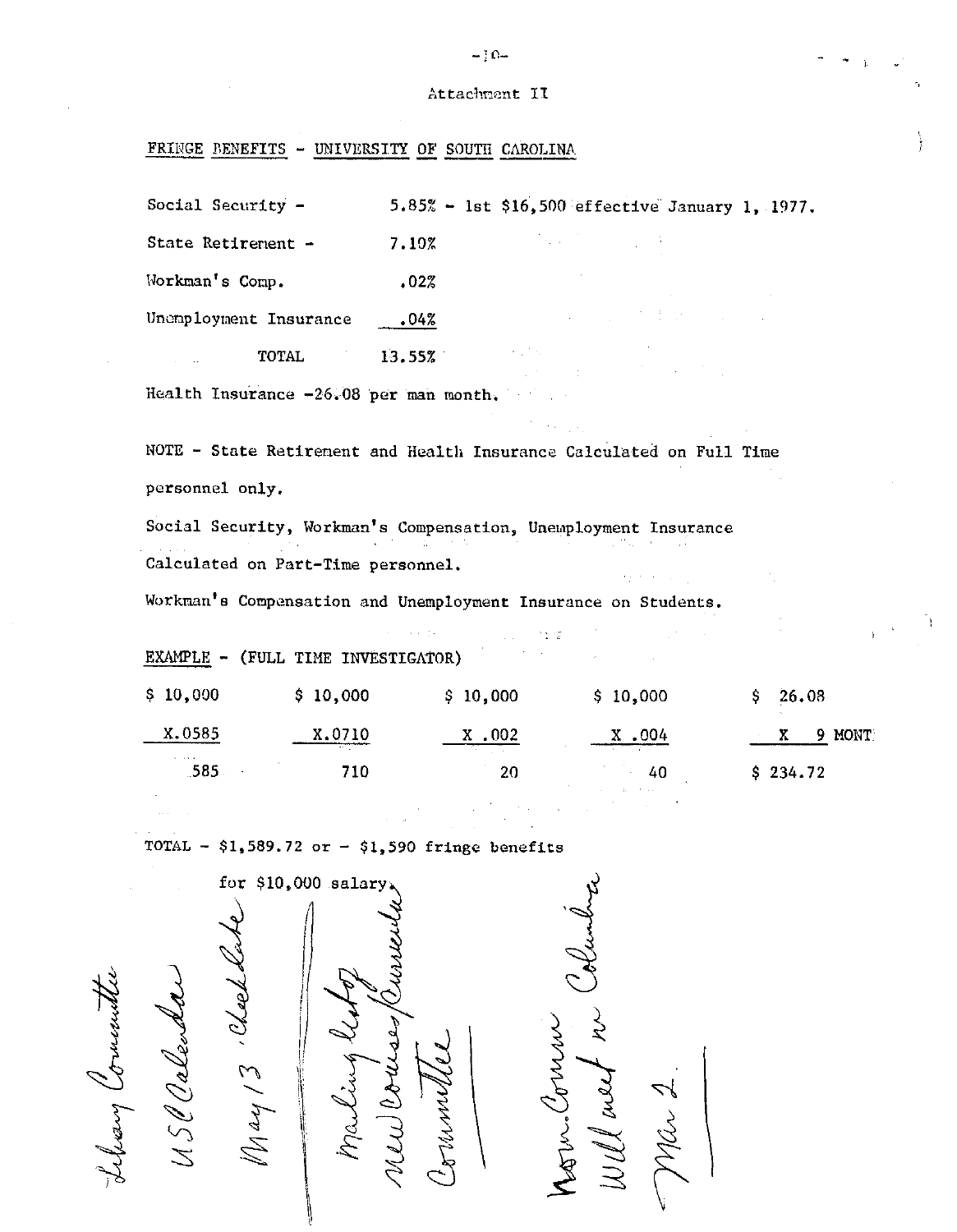Attachment II

FRINGE BENEFITS - UNIVERSITY OF SOUTH CAROLINA

| | |
|---|---|
| Social Security - | 5.85% - 1st $16,500 effective January 1, 1977. |
| State Retirement - | 7.10% |
| Workman's Comp. | .02% |
| Unemployment Insurance | .04% |
| TOTAL | 13.55% |

Health Insurance -26.08 per man month.

NOTE - State Retirement and Health Insurance Calculated on Full Time personnel only.

Social Security, Workman's Compensation, Unemployment Insurance Calculated on Part-Time personnel.

Workman's Compensation and Unemployment Insurance on Students.

EXAMPLE - (FULL TIME INVESTIGATOR)

| | | | | |
|---|---|---|---|---|
| $ 10,000 | $ 10,000 | $ 10,000 | $ 10,000 | $ 26.08 |
| X.0585 | X.0710 | X .002 | X .004 | X 9 MONT |
| 585 | 710 | 20 | 40 | $ 234.72 |

TOTAL - $1,589.72 or - $1,590 fringe benefits for $10,000 salary.

Library Committee
USC Calendar
May 13 · check date
mailing list of new courses / Curriculum Committee
Nom. Comm. Columbia
Will meet in
Mar 2